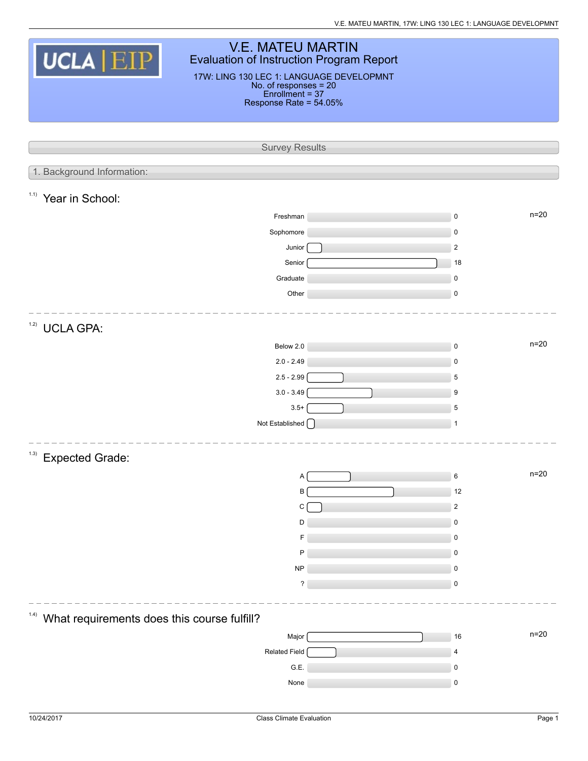# V.E. MATEU MARTIN

## Evaluation of Instruction Program Report

17W: LING 130 LEC 1: LANGUAGE DEVELOPMNT
No. of responses = 20
Enrollment = 37
Response Rate = 54.05%

## Survey Results

### 1. Background Information:

#### 1.1) Year in School:

n=20

| Response | Count |
|---|---|
| Freshman | 0 |
| Sophomore | 0 |
| Junior | 2 |
| Senior | 18 |
| Graduate | 0 |
| Other | 0 |

#### 1.2) UCLA GPA:

n=20

| Response | Count |
|---|---|
| Below 2.0 | 0 |
| 2.0 - 2.49 | 0 |
| 2.5 - 2.99 | 5 |
| 3.0 - 3.49 | 9 |
| 3.5+ | 5 |
| Not Established | 1 |

#### 1.3) Expected Grade:

n=20

| Response | Count |
|---|---|
| A | 6 |
| B | 12 |
| C | 2 |
| D | 0 |
| F | 0 |
| P | 0 |
| NP | 0 |
| ? | 0 |

#### 1.4) What requirements does this course fulfill?

n=20

| Response | Count |
|---|---|
| Major | 16 |
| Related Field | 4 |
| G.E. | 0 |
| None | 0 |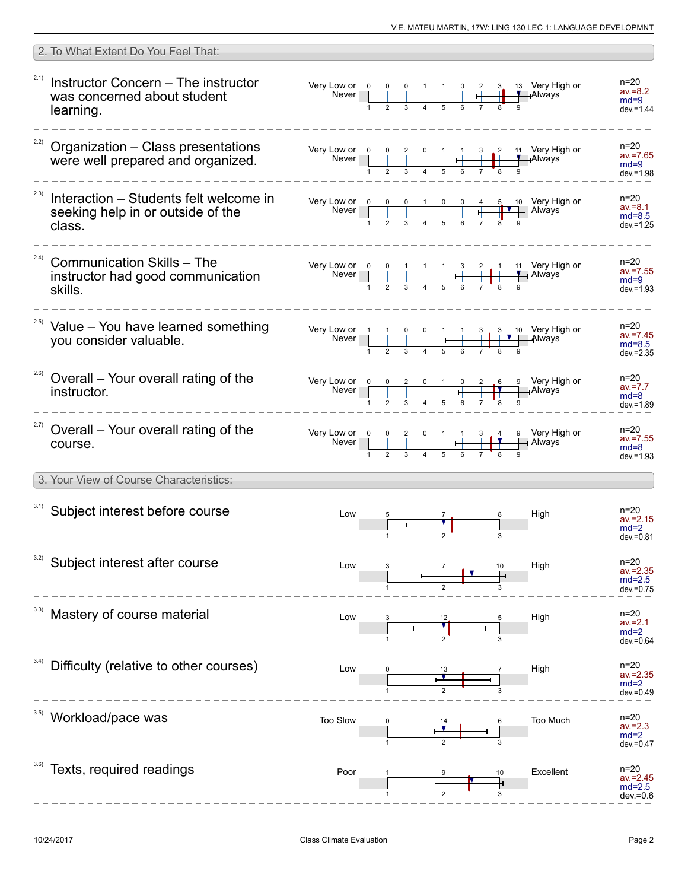## 2. To What Extent Do You Feel That:

| Item | Question | Low label | 1 | 2 | 3 | 4 | 5 | 6 | 7 | 8 | 9 | High label | Statistics |
|---|---|---|---|---|---|---|---|---|---|---|---|---|---|
| 2.1) | Instructor Concern – The instructor was concerned about student learning. | Very Low or Never | 0 | 0 | 0 | 1 | 1 | 0 | 2 | 3 | 13 | Very High or Always | n=20, av.=8.2, md=9, dev.=1.44 |
| 2.2) | Organization – Class presentations were well prepared and organized. | Very Low or Never | 0 | 0 | 2 | 0 | 1 | 1 | 3 | 2 | 11 | Very High or Always | n=20, av.=7.65, md=9, dev.=1.98 |
| 2.3) | Interaction – Students felt welcome in seeking help in or outside of the class. | Very Low or Never | 0 | 0 | 0 | 1 | 0 | 0 | 4 | 5 | 10 | Very High or Always | n=20, av.=8.1, md=8.5, dev.=1.25 |
| 2.4) | Communication Skills – The instructor had good communication skills. | Very Low or Never | 0 | 0 | 1 | 1 | 1 | 3 | 2 | 1 | 11 | Very High or Always | n=20, av.=7.55, md=9, dev.=1.93 |
| 2.5) | Value – You have learned something you consider valuable. | Very Low or Never | 1 | 1 | 0 | 0 | 1 | 1 | 3 | 3 | 10 | Very High or Always | n=20, av.=7.45, md=8.5, dev.=2.35 |
| 2.6) | Overall – Your overall rating of the instructor. | Very Low or Never | 0 | 0 | 2 | 0 | 1 | 0 | 2 | 6 | 9 | Very High or Always | n=20, av.=7.7, md=8, dev.=1.89 |
| 2.7) | Overall – Your overall rating of the course. | Very Low or Never | 0 | 0 | 2 | 0 | 1 | 1 | 3 | 4 | 9 | Very High or Always | n=20, av.=7.55, md=8, dev.=1.93 |

## 3. Your View of Course Characteristics:

| Item | Question | Low label | 1 | 2 | 3 | High label | Statistics |
|---|---|---|---|---|---|---|---|
| 3.1) | Subject interest before course | Low | 5 | 7 | 8 | High | n=20, av.=2.15, md=2, dev.=0.81 |
| 3.2) | Subject interest after course | Low | 3 | 7 | 10 | High | n=20, av.=2.35, md=2.5, dev.=0.75 |
| 3.3) | Mastery of course material | Low | 3 | 12 | 5 | High | n=20, av.=2.1, md=2, dev.=0.64 |
| 3.4) | Difficulty (relative to other courses) | Low | 0 | 13 | 7 | High | n=20, av.=2.35, md=2, dev.=0.49 |
| 3.5) | Workload/pace was | Too Slow | 0 | 14 | 6 | Too Much | n=20, av.=2.3, md=2, dev.=0.47 |
| 3.6) | Texts, required readings | Poor | 1 | 9 | 10 | Excellent | n=20, av.=2.45, md=2.5, dev.=0.6 |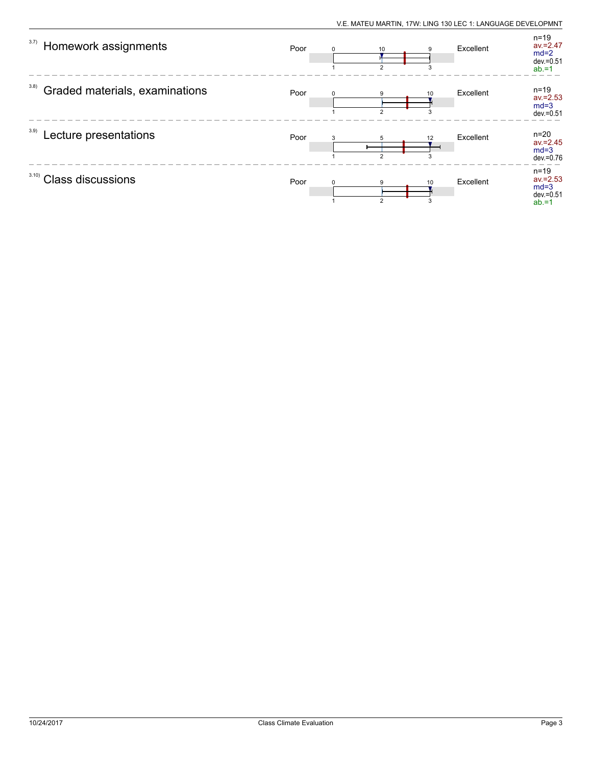| Item | Scale left | Counts (1 / 2 / 3) | Scale right | Statistics |
| --- | --- | --- | --- | --- |
| 3.7) Homework assignments | Poor | 0 / 10 / 9 | Excellent | n=19, av.=2.47, md=2, dev.=0.51, ab.=1 |
| 3.8) Graded materials, examinations | Poor | 0 / 9 / 10 | Excellent | n=19, av.=2.53, md=3, dev.=0.51 |
| 3.9) Lecture presentations | Poor | 3 / 5 / 12 | Excellent | n=20, av.=2.45, md=3, dev.=0.76 |
| 3.10) Class discussions | Poor | 0 / 9 / 10 | Excellent | n=19, av.=2.53, md=3, dev.=0.51, ab.=1 |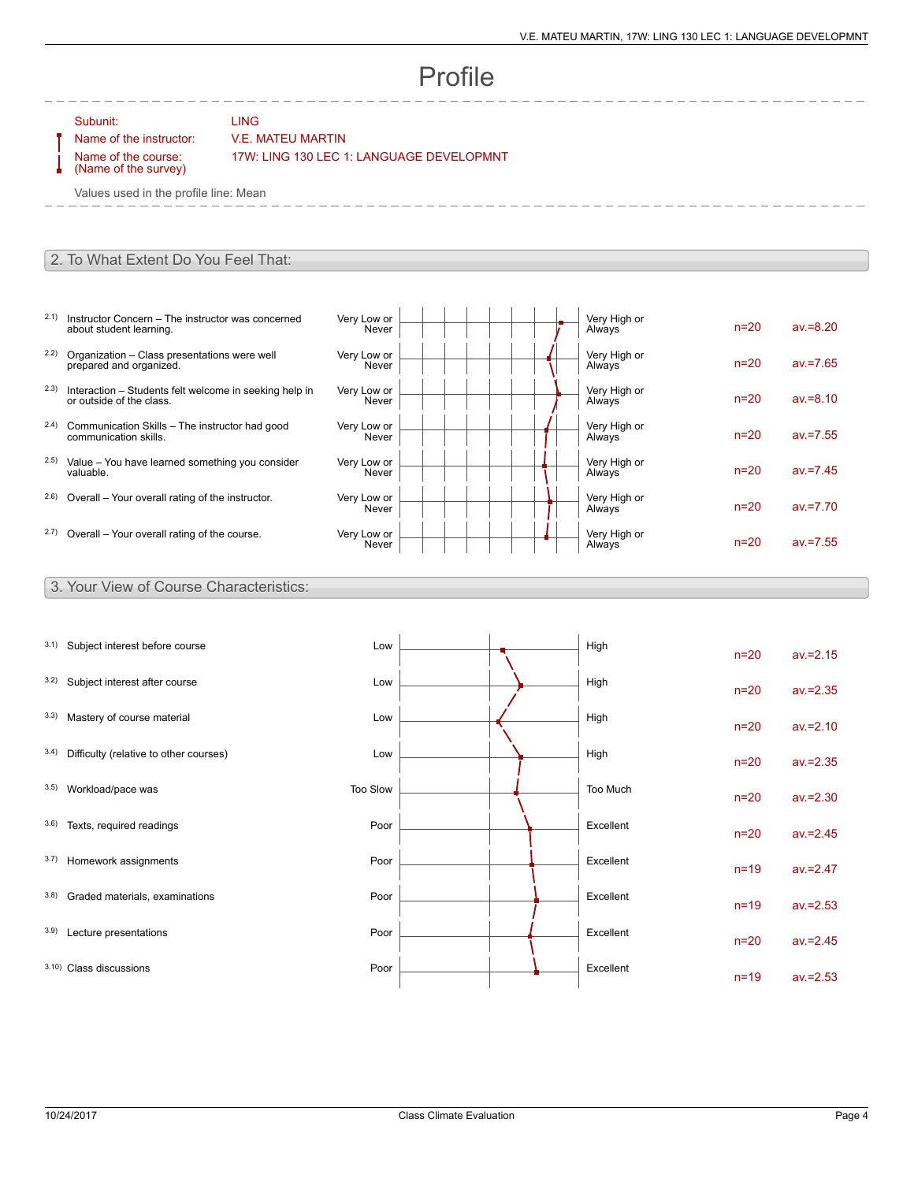# Profile

Subunit: LING

Name of the instructor: V.E. MATEU MARTIN

Name of the course: (Name of the survey) 17W: LING 130 LEC 1: LANGUAGE DEVELOPMNT

Values used in the profile line: Mean

## 2. To What Extent Do You Feel That:

| | Item | Left pole | Right pole | n | av. |
|---|---|---|---|---|---|
| 2.1) | Instructor Concern – The instructor was concerned about student learning. | Very Low or Never | Very High or Always | n=20 | av.=8.20 |
| 2.2) | Organization – Class presentations were well prepared and organized. | Very Low or Never | Very High or Always | n=20 | av.=7.65 |
| 2.3) | Interaction – Students felt welcome in seeking help in or outside of the class. | Very Low or Never | Very High or Always | n=20 | av.=8.10 |
| 2.4) | Communication Skills – The instructor had good communication skills. | Very Low or Never | Very High or Always | n=20 | av.=7.55 |
| 2.5) | Value – You have learned something you consider valuable. | Very Low or Never | Very High or Always | n=20 | av.=7.45 |
| 2.6) | Overall – Your overall rating of the instructor. | Very Low or Never | Very High or Always | n=20 | av.=7.70 |
| 2.7) | Overall – Your overall rating of the course. | Very Low or Never | Very High or Always | n=20 | av.=7.55 |

## 3. Your View of Course Characteristics:

| | Item | Left pole | Right pole | n | av. |
|---|---|---|---|---|---|
| 3.1) | Subject interest before course | Low | High | n=20 | av.=2.15 |
| 3.2) | Subject interest after course | Low | High | n=20 | av.=2.35 |
| 3.3) | Mastery of course material | Low | High | n=20 | av.=2.10 |
| 3.4) | Difficulty (relative to other courses) | Low | High | n=20 | av.=2.35 |
| 3.5) | Workload/pace was | Too Slow | Too Much | n=20 | av.=2.30 |
| 3.6) | Texts, required readings | Poor | Excellent | n=20 | av.=2.45 |
| 3.7) | Homework assignments | Poor | Excellent | n=19 | av.=2.47 |
| 3.8) | Graded materials, examinations | Poor | Excellent | n=19 | av.=2.53 |
| 3.9) | Lecture presentations | Poor | Excellent | n=20 | av.=2.45 |
| 3.10) | Class discussions | Poor | Excellent | n=19 | av.=2.53 |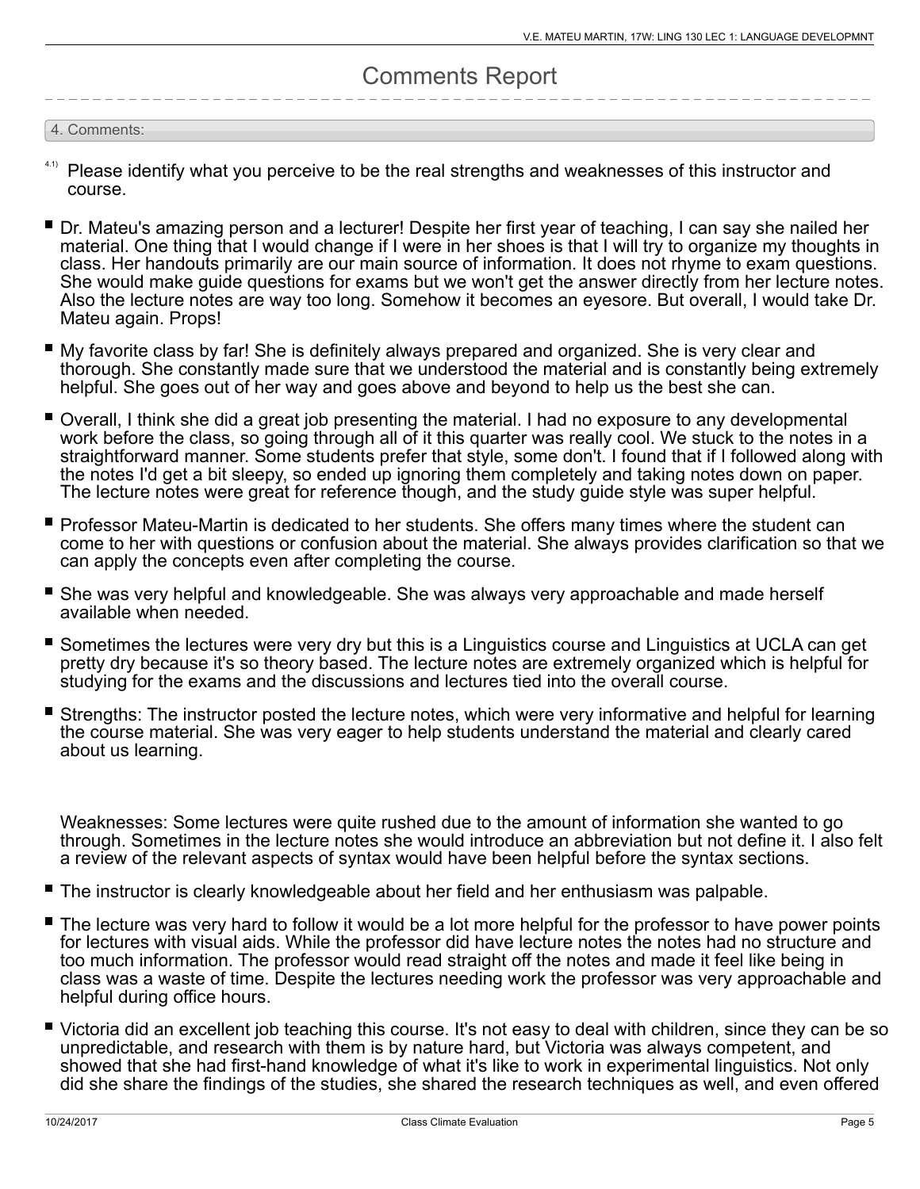# Comments Report

## 4. Comments:

4.1) Please identify what you perceive to be the real strengths and weaknesses of this instructor and course.

- Dr. Mateu's amazing person and a lecturer! Despite her first year of teaching, I can say she nailed her material. One thing that I would change if I were in her shoes is that I will try to organize my thoughts in class. Her handouts primarily are our main source of information. It does not rhyme to exam questions. She would make guide questions for exams but we won't get the answer directly from her lecture notes. Also the lecture notes are way too long. Somehow it becomes an eyesore. But overall, I would take Dr. Mateu again. Props!

- My favorite class by far! She is definitely always prepared and organized. She is very clear and thorough. She constantly made sure that we understood the material and is constantly being extremely helpful. She goes out of her way and goes above and beyond to help us the best she can.

- Overall, I think she did a great job presenting the material. I had no exposure to any developmental work before the class, so going through all of it this quarter was really cool. We stuck to the notes in a straightforward manner. Some students prefer that style, some don't. I found that if I followed along with the notes I'd get a bit sleepy, so ended up ignoring them completely and taking notes down on paper. The lecture notes were great for reference though, and the study guide style was super helpful.

- Professor Mateu-Martin is dedicated to her students. She offers many times where the student can come to her with questions or confusion about the material. She always provides clarification so that we can apply the concepts even after completing the course.

- She was very helpful and knowledgeable. She was always very approachable and made herself available when needed.

- Sometimes the lectures were very dry but this is a Linguistics course and Linguistics at UCLA can get pretty dry because it's so theory based. The lecture notes are extremely organized which is helpful for studying for the exams and the discussions and lectures tied into the overall course.

- Strengths: The instructor posted the lecture notes, which were very informative and helpful for learning the course material. She was very eager to help students understand the material and clearly cared about us learning.

  Weaknesses: Some lectures were quite rushed due to the amount of information she wanted to go through. Sometimes in the lecture notes she would introduce an abbreviation but not define it. I also felt a review of the relevant aspects of syntax would have been helpful before the syntax sections.

- The instructor is clearly knowledgeable about her field and her enthusiasm was palpable.

- The lecture was very hard to follow it would be a lot more helpful for the professor to have power points for lectures with visual aids. While the professor did have lecture notes the notes had no structure and too much information. The professor would read straight off the notes and made it feel like being in class was a waste of time. Despite the lectures needing work the professor was very approachable and helpful during office hours.

- Victoria did an excellent job teaching this course. It's not easy to deal with children, since they can be so unpredictable, and research with them is by nature hard, but Victoria was always competent, and showed that she had first-hand knowledge of what it's like to work in experimental linguistics. Not only did she share the findings of the studies, she shared the research techniques as well, and even offered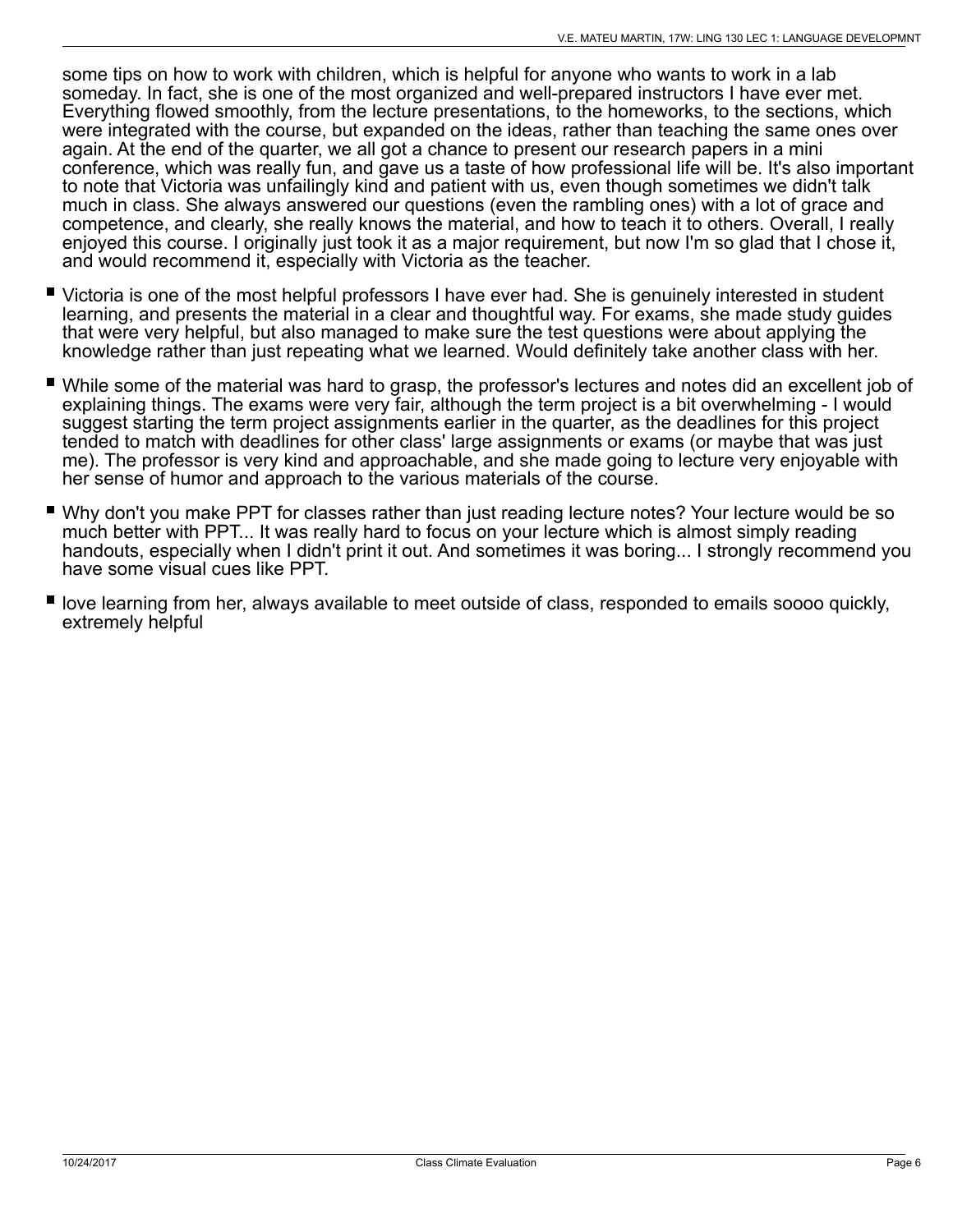some tips on how to work with children, which is helpful for anyone who wants to work in a lab someday. In fact, she is one of the most organized and well-prepared instructors I have ever met. Everything flowed smoothly, from the lecture presentations, to the homeworks, to the sections, which were integrated with the course, but expanded on the ideas, rather than teaching the same ones over again. At the end of the quarter, we all got a chance to present our research papers in a mini conference, which was really fun, and gave us a taste of how professional life will be. It's also important to note that Victoria was unfailingly kind and patient with us, even though sometimes we didn't talk much in class. She always answered our questions (even the rambling ones) with a lot of grace and competence, and clearly, she really knows the material, and how to teach it to others. Overall, I really enjoyed this course. I originally just took it as a major requirement, but now I'm so glad that I chose it, and would recommend it, especially with Victoria as the teacher.

- Victoria is one of the most helpful professors I have ever had. She is genuinely interested in student learning, and presents the material in a clear and thoughtful way. For exams, she made study guides that were very helpful, but also managed to make sure the test questions were about applying the knowledge rather than just repeating what we learned. Would definitely take another class with her.
- While some of the material was hard to grasp, the professor's lectures and notes did an excellent job of explaining things. The exams were very fair, although the term project is a bit overwhelming - I would suggest starting the term project assignments earlier in the quarter, as the deadlines for this project tended to match with deadlines for other class' large assignments or exams (or maybe that was just me). The professor is very kind and approachable, and she made going to lecture very enjoyable with her sense of humor and approach to the various materials of the course.
- Why don't you make PPT for classes rather than just reading lecture notes? Your lecture would be so much better with PPT... It was really hard to focus on your lecture which is almost simply reading handouts, especially when I didn't print it out. And sometimes it was boring... I strongly recommend you have some visual cues like PPT.
- love learning from her, always available to meet outside of class, responded to emails soooo quickly, extremely helpful